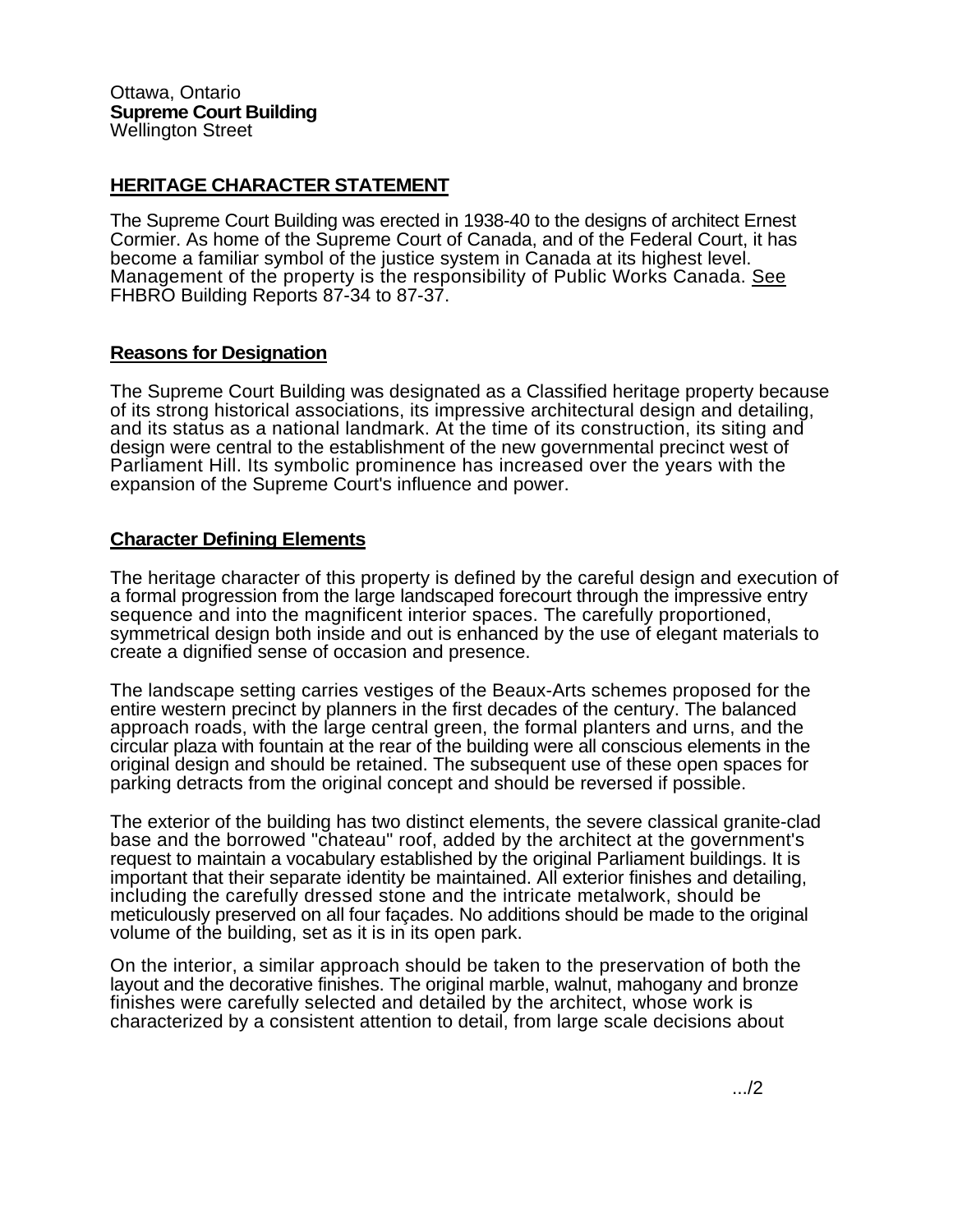Ottawa, Ontario
**Supreme Court Building**
Wellington Street

## HERITAGE CHARACTER STATEMENT

The Supreme Court Building was erected in 1938-40 to the designs of architect Ernest Cormier. As home of the Supreme Court of Canada, and of the Federal Court, it has become a familiar symbol of the justice system in Canada at its highest level. Management of the property is the responsibility of Public Works Canada. See FHBRO Building Reports 87-34 to 87-37.

### Reasons for Designation

The Supreme Court Building was designated as a Classified heritage property because of its strong historical associations, its impressive architectural design and detailing, and its status as a national landmark. At the time of its construction, its siting and design were central to the establishment of the new governmental precinct west of Parliament Hill. Its symbolic prominence has increased over the years with the expansion of the Supreme Court's influence and power.

### Character Defining Elements

The heritage character of this property is defined by the careful design and execution of a formal progression from the large landscaped forecourt through the impressive entry sequence and into the magnificent interior spaces. The carefully proportioned, symmetrical design both inside and out is enhanced by the use of elegant materials to create a dignified sense of occasion and presence.

The landscape setting carries vestiges of the Beaux-Arts schemes proposed for the entire western precinct by planners in the first decades of the century. The balanced approach roads, with the large central green, the formal planters and urns, and the circular plaza with fountain at the rear of the building were all conscious elements in the original design and should be retained. The subsequent use of these open spaces for parking detracts from the original concept and should be reversed if possible.

The exterior of the building has two distinct elements, the severe classical granite-clad base and the borrowed "chateau" roof, added by the architect at the government's request to maintain a vocabulary established by the original Parliament buildings. It is important that their separate identity be maintained. All exterior finishes and detailing, including the carefully dressed stone and the intricate metalwork, should be meticulously preserved on all four façades. No additions should be made to the original volume of the building, set as it is in its open park.

On the interior, a similar approach should be taken to the preservation of both the layout and the decorative finishes. The original marble, walnut, mahogany and bronze finishes were carefully selected and detailed by the architect, whose work is characterized by a consistent attention to detail, from large scale decisions about

.../2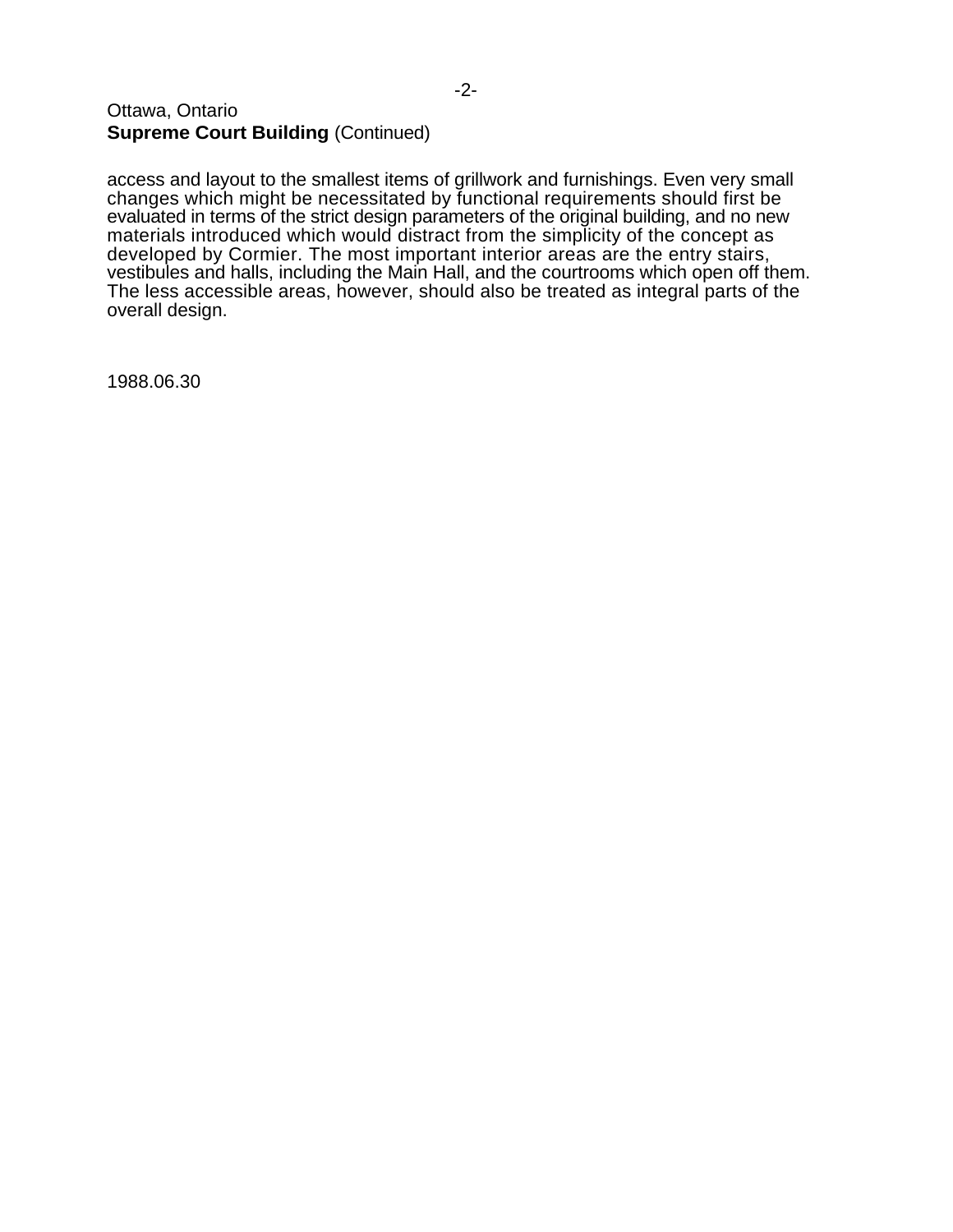Ottawa, Ontario
**Supreme Court Building** (Continued)

access and layout to the smallest items of grillwork and furnishings. Even very small changes which might be necessitated by functional requirements should first be evaluated in terms of the strict design parameters of the original building, and no new materials introduced which would distract from the simplicity of the concept as developed by Cormier. The most important interior areas are the entry stairs, vestibules and halls, including the Main Hall, and the courtrooms which open off them. The less accessible areas, however, should also be treated as integral parts of the overall design.

1988.06.30